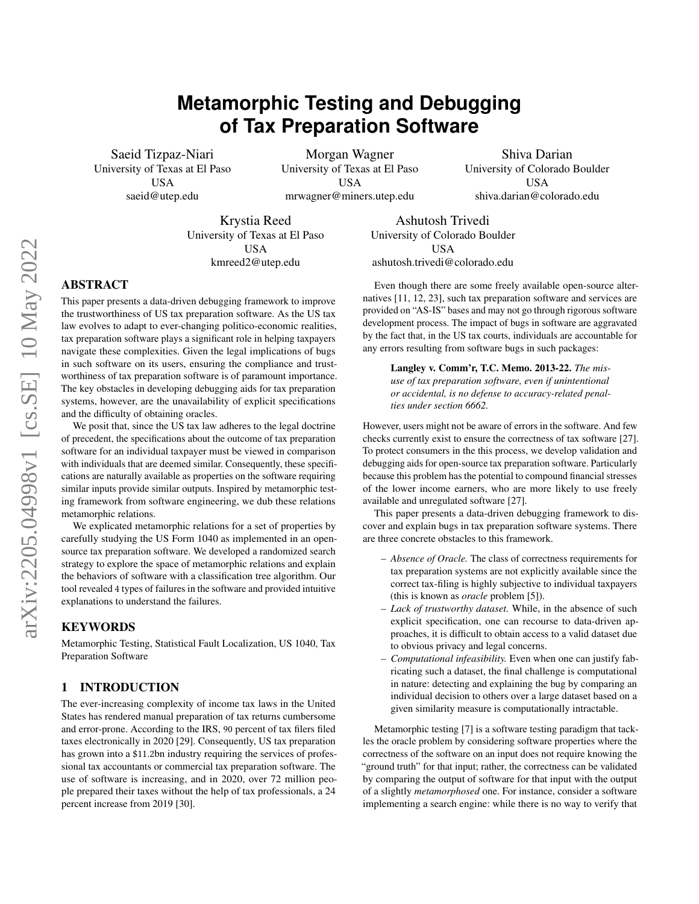# Metamorphic Testing and Debugging of Tax Preparation Software

Saeid Tizpaz-Niari
University of Texas at El Paso
USA
saeid@utep.edu

Morgan Wagner
University of Texas at El Paso
USA
mrwagner@miners.utep.edu

Shiva Darian
University of Colorado Boulder
USA
shiva.darian@colorado.edu

Krystia Reed
University of Texas at El Paso
USA
kmreed2@utep.edu

Ashutosh Trivedi
University of Colorado Boulder
USA
ashutosh.trivedi@colorado.edu

## ABSTRACT

This paper presents a data-driven debugging framework to improve the trustworthiness of US tax preparation software. As the US tax law evolves to adapt to ever-changing politico-economic realities, tax preparation software plays a significant role in helping taxpayers navigate these complexities. Given the legal implications of bugs in such software on its users, ensuring the compliance and trustworthiness of tax preparation software is of paramount importance. The key obstacles in developing debugging aids for tax preparation systems, however, are the unavailability of explicit specifications and the difficulty of obtaining oracles.

We posit that, since the US tax law adheres to the legal doctrine of precedent, the specifications about the outcome of tax preparation software for an individual taxpayer must be viewed in comparison with individuals that are deemed similar. Consequently, these specifications are naturally available as properties on the software requiring similar inputs provide similar outputs. Inspired by metamorphic testing framework from software engineering, we dub these relations metamorphic relations.

We explicated metamorphic relations for a set of properties by carefully studying the US Form 1040 as implemented in an open-source tax preparation software. We developed a randomized search strategy to explore the space of metamorphic relations and explain the behaviors of software with a classification tree algorithm. Our tool revealed 4 types of failures in the software and provided intuitive explanations to understand the failures.

## KEYWORDS

Metamorphic Testing, Statistical Fault Localization, US 1040, Tax Preparation Software

## 1 INTRODUCTION

The ever-increasing complexity of income tax laws in the United States has rendered manual preparation of tax returns cumbersome and error-prone. According to the IRS, 90 percent of tax filers filed taxes electronically in 2020 [29]. Consequently, US tax preparation has grown into a $11.2bn industry requiring the services of professional tax accountants or commercial tax preparation software. The use of software is increasing, and in 2020, over 72 million people prepared their taxes without the help of tax professionals, a 24 percent increase from 2019 [30].

Even though there are some freely available open-source alternatives [11, 12, 23], such tax preparation software and services are provided on "AS-IS" bases and may not go through rigorous software development process. The impact of bugs in software are aggravated by the fact that, in the US tax courts, individuals are accountable for any errors resulting from software bugs in such packages:

> **Langley v. Comm'r, T.C. Memo. 2013-22.** *The misuse of tax preparation software, even if unintentional or accidental, is no defense to accuracy-related penalties under section 6662.*

However, users might not be aware of errors in the software. And few checks currently exist to ensure the correctness of tax software [27]. To protect consumers in the this process, we develop validation and debugging aids for open-source tax preparation software. Particularly because this problem has the potential to compound financial stresses of the lower income earners, who are more likely to use freely available and unregulated software [27].

This paper presents a data-driven debugging framework to discover and explain bugs in tax preparation software systems. There are three concrete obstacles to this framework.

- *Absence of Oracle.* The class of correctness requirements for tax preparation systems are not explicitly available since the correct tax-filing is highly subjective to individual taxpayers (this is known as *oracle* problem [5]).
- *Lack of trustworthy dataset.* While, in the absence of such explicit specification, one can recourse to data-driven approaches, it is difficult to obtain access to a valid dataset due to obvious privacy and legal concerns.
- *Computational infeasibility.* Even when one can justify fabricating such a dataset, the final challenge is computational in nature: detecting and explaining the bug by comparing an individual decision to others over a large dataset based on a given similarity measure is computationally intractable.

Metamorphic testing [7] is a software testing paradigm that tackles the oracle problem by considering software properties where the correctness of the software on an input does not require knowing the "ground truth" for that input; rather, the correctness can be validated by comparing the output of software for that input with the output of a slightly *metamorphosed* one. For instance, consider a software implementing a search engine: while there is no way to verify that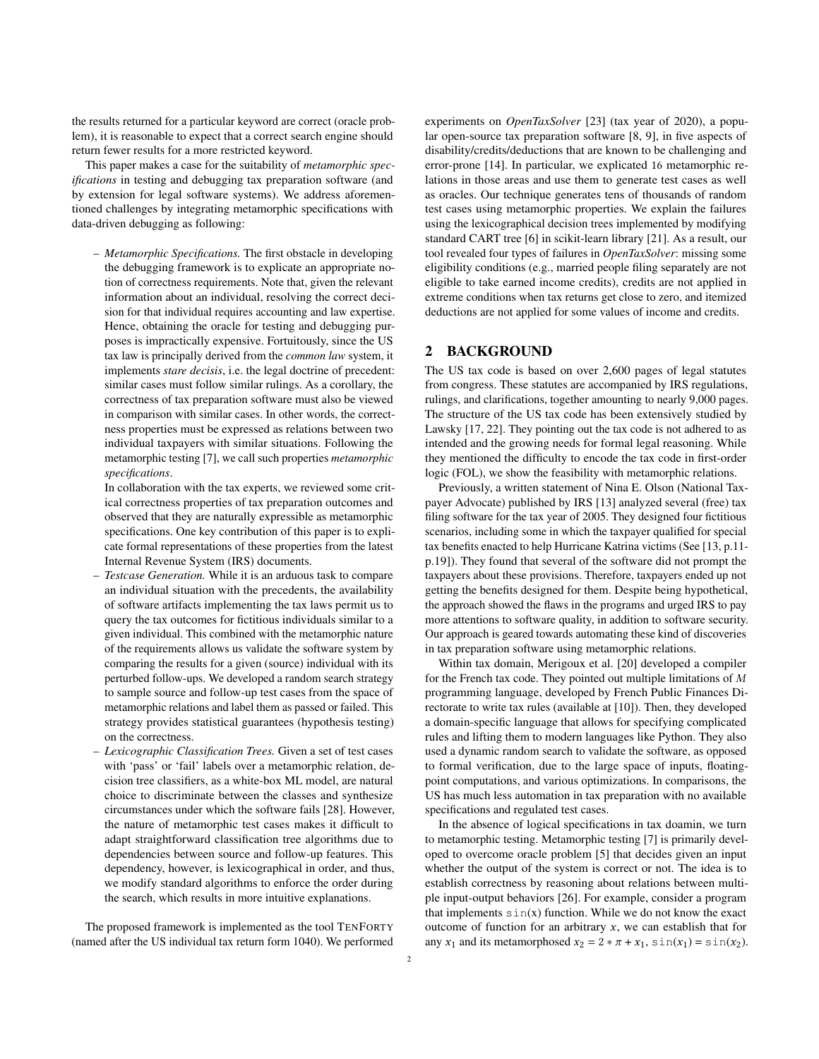the results returned for a particular keyword are correct (oracle problem), it is reasonable to expect that a correct search engine should return fewer results for a more restricted keyword.

This paper makes a case for the suitability of *metamorphic specifications* in testing and debugging tax preparation software (and by extension for legal software systems). We address aforementioned challenges by integrating metamorphic specifications with data-driven debugging as following:

- *Metamorphic Specifications.* The first obstacle in developing the debugging framework is to explicate an appropriate notion of correctness requirements. Note that, given the relevant information about an individual, resolving the correct decision for that individual requires accounting and law expertise. Hence, obtaining the oracle for testing and debugging purposes is impractically expensive. Fortuitously, since the US tax law is principally derived from the *common law* system, it implements *stare decisis*, i.e. the legal doctrine of precedent: similar cases must follow similar rulings. As a corollary, the correctness of tax preparation software must also be viewed in comparison with similar cases. In other words, the correctness properties must be expressed as relations between two individual taxpayers with similar situations. Following the metamorphic testing [7], we call such properties *metamorphic specifications*.

  In collaboration with the tax experts, we reviewed some critical correctness properties of tax preparation outcomes and observed that they are naturally expressible as metamorphic specifications. One key contribution of this paper is to explicate formal representations of these properties from the latest Internal Revenue System (IRS) documents.
- *Testcase Generation.* While it is an arduous task to compare an individual situation with the precedents, the availability of software artifacts implementing the tax laws permit us to query the tax outcomes for fictitious individuals similar to a given individual. This combined with the metamorphic nature of the requirements allows us validate the software system by comparing the results for a given (source) individual with its perturbed follow-ups. We developed a random search strategy to sample source and follow-up test cases from the space of metamorphic relations and label them as passed or failed. This strategy provides statistical guarantees (hypothesis testing) on the correctness.
- *Lexicographic Classification Trees.* Given a set of test cases with 'pass' or 'fail' labels over a metamorphic relation, decision tree classifiers, as a white-box ML model, are natural choice to discriminate between the classes and synthesize circumstances under which the software fails [28]. However, the nature of metamorphic test cases makes it difficult to adapt straightforward classification tree algorithms due to dependencies between source and follow-up features. This dependency, however, is lexicographical in order, and thus, we modify standard algorithms to enforce the order during the search, which results in more intuitive explanations.

The proposed framework is implemented as the tool TENFORTY (named after the US individual tax return form 1040). We performed experiments on *OpenTaxSolver* [23] (tax year of 2020), a popular open-source tax preparation software [8, 9], in five aspects of disability/credits/deductions that are known to be challenging and error-prone [14]. In particular, we explicated 16 metamorphic relations in those areas and use them to generate test cases as well as oracles. Our technique generates tens of thousands of random test cases using metamorphic properties. We explain the failures using the lexicographical decision trees implemented by modifying standard CART tree [6] in scikit-learn library [21]. As a result, our tool revealed four types of failures in *OpenTaxSolver*: missing some eligibility conditions (e.g., married people filing separately are not eligible to take earned income credits), credits are not applied in extreme conditions when tax returns get close to zero, and itemized deductions are not applied for some values of income and credits.

## 2 BACKGROUND

The US tax code is based on over 2,600 pages of legal statutes from congress. These statutes are accompanied by IRS regulations, rulings, and clarifications, together amounting to nearly 9,000 pages. The structure of the US tax code has been extensively studied by Lawsky [17, 22]. They pointing out the tax code is not adhered to as intended and the growing needs for formal legal reasoning. While they mentioned the difficulty to encode the tax code in first-order logic (FOL), we show the feasibility with metamorphic relations.

Previously, a written statement of Nina E. Olson (National Taxpayer Advocate) published by IRS [13] analyzed several (free) tax filing software for the tax year of 2005. They designed four fictitious scenarios, including some in which the taxpayer qualified for special tax benefits enacted to help Hurricane Katrina victims (See [13, p.11-p.19]). They found that several of the software did not prompt the taxpayers about these provisions. Therefore, taxpayers ended up not getting the benefits designed for them. Despite being hypothetical, the approach showed the flaws in the programs and urged IRS to pay more attentions to software quality, in addition to software security. Our approach is geared towards automating these kind of discoveries in tax preparation software using metamorphic relations.

Within tax domain, Merigoux et al. [20] developed a compiler for the French tax code. They pointed out multiple limitations of *M* programming language, developed by French Public Finances Directorate to write tax rules (available at [10]). Then, they developed a domain-specific language that allows for specifying complicated rules and lifting them to modern languages like Python. They also used a dynamic random search to validate the software, as opposed to formal verification, due to the large space of inputs, floating-point computations, and various optimizations. In comparisons, the US has much less automation in tax preparation with no available specifications and regulated test cases.

In the absence of logical specifications in tax doamin, we turn to metamorphic testing. Metamorphic testing [7] is primarily developed to overcome oracle problem [5] that decides given an input whether the output of the system is correct or not. The idea is to establish correctness by reasoning about relations between multiple input-output behaviors [26]. For example, consider a program that implements $\texttt{sin}(x)$ function. While we do not know the exact outcome of function for an arbitrary $x$, we can establish that for any $x_1$ and its metamorphosed $x_2 = 2 * \pi + x_1$, $\texttt{sin}(x_1) = \texttt{sin}(x_2)$.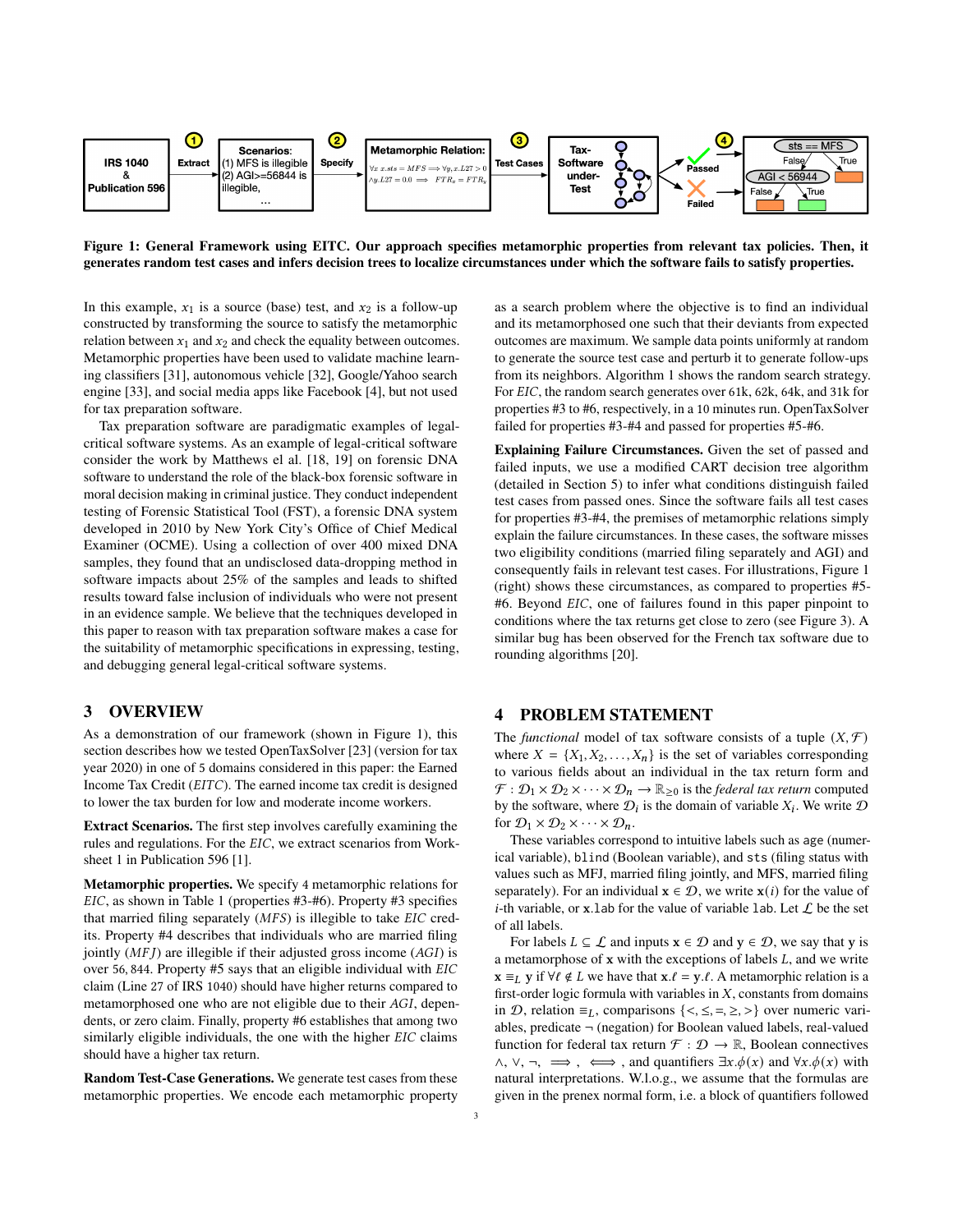**Figure 1: General Framework using EITC. Our approach specifies metamorphic properties from relevant tax policies. Then, it generates random test cases and infers decision trees to localize circumstances under which the software fails to satisfy properties.**

In this example, $x_1$ is a source (base) test, and $x_2$ is a follow-up constructed by transforming the source to satisfy the metamorphic relation between $x_1$ and $x_2$ and check the equality between outcomes. Metamorphic properties have been used to validate machine learning classifiers [31], autonomous vehicle [32], Google/Yahoo search engine [33], and social media apps like Facebook [4], but not used for tax preparation software.

Tax preparation software are paradigmatic examples of legal-critical software systems. As an example of legal-critical software consider the work by Matthews el al. [18, 19] on forensic DNA software to understand the role of the black-box forensic software in moral decision making in criminal justice. They conduct independent testing of Forensic Statistical Tool (FST), a forensic DNA system developed in 2010 by New York City's Office of Chief Medical Examiner (OCME). Using a collection of over 400 mixed DNA samples, they found that an undisclosed data-dropping method in software impacts about 25% of the samples and leads to shifted results toward false inclusion of individuals who were not present in an evidence sample. We believe that the techniques developed in this paper to reason with tax preparation software makes a case for the suitability of metamorphic specifications in expressing, testing, and debugging general legal-critical software systems.

## 3 OVERVIEW

As a demonstration of our framework (shown in Figure 1), this section describes how we tested OpenTaxSolver [23] (version for tax year 2020) in one of 5 domains considered in this paper: the Earned Income Tax Credit (*EITC*). The earned income tax credit is designed to lower the tax burden for low and moderate income workers.

**Extract Scenarios.** The first step involves carefully examining the rules and regulations. For the *EIC*, we extract scenarios from Worksheet 1 in Publication 596 [1].

**Metamorphic properties.** We specify 4 metamorphic relations for *EIC*, as shown in Table 1 (properties #3-#6). Property #3 specifies that married filing separately (*MFS*) is illegible to take *EIC* credits. Property #4 describes that individuals who are married filing jointly (*MFJ*) are illegible if their adjusted gross income (*AGI*) is over 56,844. Property #5 says that an eligible individual with *EIC* claim (Line 27 of IRS 1040) should have higher returns compared to metamorphosed one who are not eligible due to their *AGI*, dependents, or zero claim. Finally, property #6 establishes that among two similarly eligible individuals, the one with the higher *EIC* claims should have a higher tax return.

**Random Test-Case Generations.** We generate test cases from these metamorphic properties. We encode each metamorphic property as a search problem where the objective is to find an individual and its metamorphosed one such that their deviants from expected outcomes are maximum. We sample data points uniformly at random to generate the source test case and perturb it to generate follow-ups from its neighbors. Algorithm 1 shows the random search strategy. For *EIC*, the random search generates over 61k, 62k, 64k, and 31k for properties #3 to #6, respectively, in a 10 minutes run. OpenTaxSolver failed for properties #3-#4 and passed for properties #5-#6.

**Explaining Failure Circumstances.** Given the set of passed and failed inputs, we use a modified CART decision tree algorithm (detailed in Section 5) to infer what conditions distinguish failed test cases from passed ones. Since the software fails all test cases for properties #3-#4, the premises of metamorphic relations simply explain the failure circumstances. In these cases, the software misses two eligibility conditions (married filing separately and AGI) and consequently fails in relevant test cases. For illustrations, Figure 1 (right) shows these circumstances, as compared to properties #5-#6. Beyond *EIC*, one of failures found in this paper pinpoint to conditions where the tax returns get close to zero (see Figure 3). A similar bug has been observed for the French tax software due to rounding algorithms [20].

## 4 PROBLEM STATEMENT

The *functional* model of tax software consists of a tuple $(X, \mathcal{F})$ where $X = \{X_1, X_2, \ldots, X_n\}$ is the set of variables corresponding to various fields about an individual in the tax return form and $\mathcal{F} : \mathcal{D}_1 \times \mathcal{D}_2 \times \cdots \times \mathcal{D}_n \to \mathbb{R}_{\geq 0}$ is the *federal tax return* computed by the software, where $\mathcal{D}_i$ is the domain of variable $X_i$. We write $\mathcal{D}$ for $\mathcal{D}_1 \times \mathcal{D}_2 \times \cdots \times \mathcal{D}_n$.

These variables correspond to intuitive labels such as age (numerical variable), blind (Boolean variable), and sts (filing status with values such as MFJ, married filing jointly, and MFS, married filing separately). For an individual $\mathbf{x} \in \mathcal{D}$, we write $\mathbf{x}(i)$ for the value of $i$-th variable, or $\mathbf{x}$.lab for the value of variable lab. Let $\mathcal{L}$ be the set of all labels.

For labels $L \subseteq \mathcal{L}$ and inputs $\mathbf{x} \in \mathcal{D}$ and $\mathbf{y} \in \mathcal{D}$, we say that $\mathbf{y}$ is a metamorphose of $\mathbf{x}$ with the exceptions of labels $L$, and we write $\mathbf{x} \equiv_L \mathbf{y}$ if $\forall \ell \notin L$ we have that $\mathbf{x}.\ell = \mathbf{y}.\ell$. A metamorphic relation is a first-order logic formula with variables in $X$, constants from domains in $\mathcal{D}$, relation $\equiv_L$, comparisons $\{<, \leq, =, \geq, >\}$ over numeric variables, predicate $\neg$ (negation) for Boolean valued labels, real-valued function for federal tax return $\mathcal{F} : \mathcal{D} \to \mathbb{R}$, Boolean connectives $\wedge$, $\vee$, $\neg$, $\implies$, $\iff$, and quantifiers $\exists x.\phi(x)$ and $\forall x.\phi(x)$ with natural interpretations. W.l.o.g., we assume that the formulas are given in the prenex normal form, i.e. a block of quantifiers followed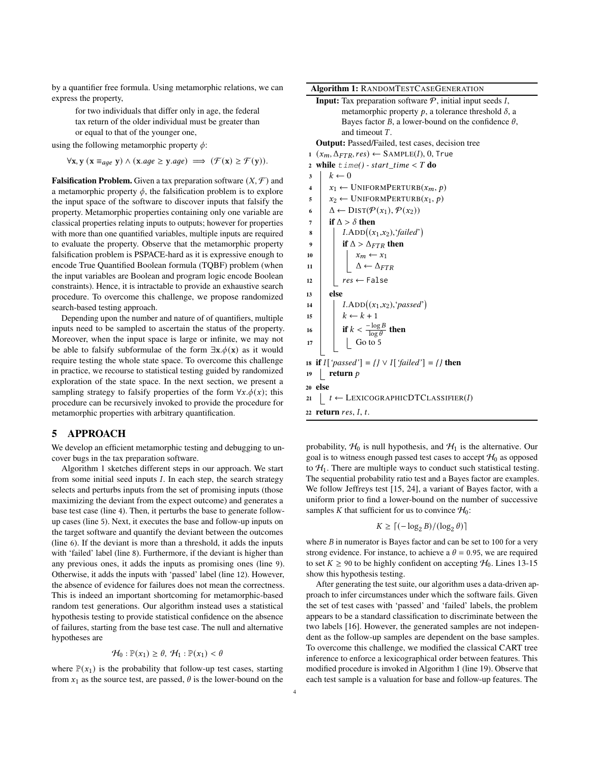by a quantifier free formula. Using metamorphic relations, we can express the property,

> for two individuals that differ only in age, the federal tax return of the older individual must be greater than or equal to that of the younger one,

using the following metamorphic property $\phi$:

$$\forall \mathbf{x}, \mathbf{y}\ (\mathbf{x} \equiv_{age} \mathbf{y}) \wedge (\mathbf{x}.age \geq \mathbf{y}.age) \implies (\mathcal{F}(\mathbf{x}) \geq \mathcal{F}(\mathbf{y})).$$

**Falsification Problem.** Given a tax preparation software $(X, \mathcal{F})$ and a metamorphic property $\phi$, the falsification problem is to explore the input space of the software to discover inputs that falsify the property. Metamorphic properties containing only one variable are classical properties relating inputs to outputs; however for properties with more than one quantified variables, multiple inputs are required to evaluate the property. Observe that the metamorphic property falsification problem is PSPACE-hard as it is expressive enough to encode True Quantified Boolean formula (TQBF) problem (when the input variables are Boolean and program logic encode Boolean constraints). Hence, it is intractable to provide an exhaustive search procedure. To overcome this challenge, we propose randomized search-based testing approach.

Depending upon the number and nature of of quantifiers, multiple inputs need to be sampled to ascertain the status of the property. Moreover, when the input space is large or infinite, we may not be able to falsify subformulae of the form $\exists \mathbf{x}.\phi(\mathbf{x})$ as it would require testing the whole state space. To overcome this challenge in practice, we recourse to statistical testing guided by randomized exploration of the state space. In the next section, we present a sampling strategy to falsify properties of the form $\forall x.\phi(x)$; this procedure can be recursively invoked to provide the procedure for metamorphic properties with arbitrary quantification.

## 5 APPROACH

We develop an efficient metamorphic testing and debugging to uncover bugs in the tax preparation software.

Algorithm 1 sketches different steps in our approach. We start from some initial seed inputs $I$. In each step, the search strategy selects and perturbs inputs from the set of promising inputs (those maximizing the deviant from the expect outcome) and generates a base test case (line 4). Then, it perturbs the base to generate follow-up cases (line 5). Next, it executes the base and follow-up inputs on the target software and quantify the deviant between the outcomes (line 6). If the deviant is more than a threshold, it adds the inputs with 'failed' label (line 8). Furthermore, if the deviant is higher than any previous ones, it adds the inputs as promising ones (line 9). Otherwise, it adds the inputs with 'passed' label (line 12). However, the absence of evidence for failures does not mean the correctness. This is indeed an important shortcoming for metamorphic-based random test generations. Our algorithm instead uses a statistical hypothesis testing to provide statistical confidence on the absence of failures, starting from the base test case. The null and alternative hypotheses are

$$\mathcal{H}_0 : \mathbb{P}(x_1) \geq \theta,\ \mathcal{H}_1 : \mathbb{P}(x_1) < \theta$$

where $\mathbb{P}(x_1)$ is the probability that follow-up test cases, starting from $x_1$ as the source test, are passed, $\theta$ is the lower-bound on the

**Algorithm 1:** RandomTestCaseGeneration

**Input:** Tax preparation software $\mathcal{P}$, initial input seeds $I$, metamorphic property $p$, a tolerance threshold $\delta$, a Bayes factor $B$, a lower-bound on the confidence $\theta$, and timeout $T$.
**Output:** Passed/Failed, test cases, decision tree

```
1  (x_m, Δ_FTR, res) ← Sample(I), 0, True
2  while time() - start_time < T do
3      k ← 0
4      x_1 ← UniformPerturb(x_m, p)
5      x_2 ← UniformPerturb(x_1, p)
6      Δ ← Dist(P(x_1), P(x_2))
7      if Δ > δ then
8          I.Add((x_1,x_2),'failed')
9          if Δ > Δ_FTR then
10             x_m ← x_1
11             Δ ← Δ_FTR
12         res ← False
13     else
14         I.Add((x_1,x_2),'passed')
15         k ← k + 1
16         if k < (−log B)/(log θ) then
17             Go to 5
18 if I['passed'] = {} ∨ I['failed'] = {} then
19     return p
20 else
21     t ← LexicographicDTClassifier(I)
22 return res, I, t.
```

probability, $\mathcal{H}_0$ is null hypothesis, and $\mathcal{H}_1$ is the alternative. Our goal is to witness enough passed test cases to accept $\mathcal{H}_0$ as opposed to $\mathcal{H}_1$. There are multiple ways to conduct such statistical testing. The sequential probability ratio test and a Bayes factor are examples. We follow Jeffreys test [15, 24], a variant of Bayes factor, with a uniform prior to find a lower-bound on the number of successive samples $K$ that sufficient for us to convince $\mathcal{H}_0$:

$$K \geq \lceil (-\log_2 B)/(\log_2 \theta) \rceil$$

where $B$ in numerator is Bayes factor and can be set to 100 for a very strong evidence. For instance, to achieve a $\theta = 0.95$, we are required to set $K \geq 90$ to be highly confident on accepting $\mathcal{H}_0$. Lines 13-15 show this hypothesis testing.

After generating the test suite, our algorithm uses a data-driven approach to infer circumstances under which the software fails. Given the set of test cases with 'passed' and 'failed' labels, the problem appears to be a standard classification to discriminate between the two labels [16]. However, the generated samples are not independent as the follow-up samples are dependent on the base samples. To overcome this challenge, we modified the classical CART tree inference to enforce a lexicographical order between features. This modified procedure is invoked in Algorithm 1 (line 19). Observe that each test sample is a valuation for base and follow-up features. The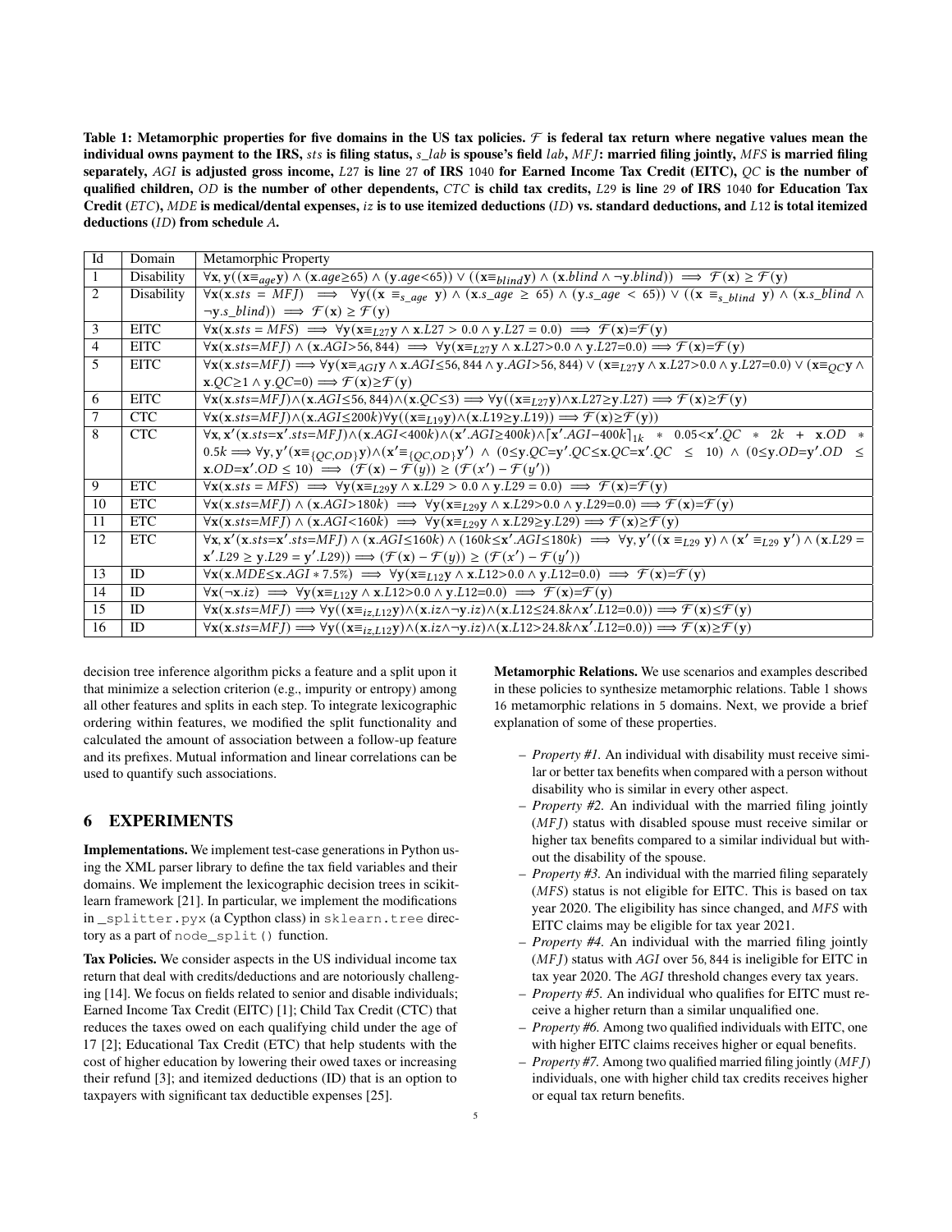**Table 1: Metamorphic properties for five domains in the US tax policies. $\mathcal{F}$ is federal tax return where negative values mean the individual owns payment to the IRS, $sts$ is filing status, $s\_lab$ is spouse's field $lab$, $MFJ$: married filing jointly, $MFS$ is married filing separately, $AGI$ is adjusted gross income, $L27$ is line 27 of IRS 1040 for Earned Income Tax Credit (EITC), $QC$ is the number of qualified children, $OD$ is the number of other dependents, $CTC$ is child tax credits, $L29$ is line 29 of IRS 1040 for Education Tax Credit ($ETC$), $MDE$ is medical/dental expenses, $iz$ is to use itemized deductions ($ID$) vs. standard deductions, and $L12$ is total itemized deductions ($ID$) from schedule $A$.**

| Id | Domain | Metamorphic Property |
|---|---|---|
| 1 | Disability | $\forall \mathbf{x}, \mathbf{y}((\mathbf{x} \equiv_{age} \mathbf{y}) \wedge (\mathbf{x}.age \geq 65) \wedge (\mathbf{y}.age < 65)) \vee ((\mathbf{x} \equiv_{blind} \mathbf{y}) \wedge (\mathbf{x}.blind \wedge \neg \mathbf{y}.blind)) \implies \mathcal{F}(\mathbf{x}) \geq \mathcal{F}(\mathbf{y})$ |
| 2 | Disability | $\forall \mathbf{x}(\mathbf{x}.sts = MFJ) \implies \forall \mathbf{y}((\mathbf{x} \equiv_{s\_age} \mathbf{y}) \wedge (\mathbf{x}.s\_age \geq 65) \wedge (\mathbf{y}.s\_age < 65)) \vee ((\mathbf{x} \equiv_{s\_blind} \mathbf{y}) \wedge (\mathbf{x}.s\_blind \wedge \neg \mathbf{y}.s\_blind)) \implies \mathcal{F}(\mathbf{x}) \geq \mathcal{F}(\mathbf{y})$ |
| 3 | EITC | $\forall \mathbf{x}(\mathbf{x}.sts = MFS) \implies \forall \mathbf{y}(\mathbf{x} \equiv_{L27} \mathbf{y} \wedge \mathbf{x}.L27 > 0.0 \wedge \mathbf{y}.L27 = 0.0) \implies \mathcal{F}(\mathbf{x}) = \mathcal{F}(\mathbf{y})$ |
| 4 | EITC | $\forall \mathbf{x}(\mathbf{x}.sts = MFJ) \wedge (\mathbf{x}.AGI > 56,844) \implies \forall \mathbf{y}(\mathbf{x} \equiv_{L27} \mathbf{y} \wedge \mathbf{x}.L27 > 0.0 \wedge \mathbf{y}.L27 = 0.0) \implies \mathcal{F}(\mathbf{x}) = \mathcal{F}(\mathbf{y})$ |
| 5 | EITC | $\forall \mathbf{x}(\mathbf{x}.sts = MFJ) \implies \forall \mathbf{y}(\mathbf{x} \equiv_{AGI} \mathbf{y} \wedge \mathbf{x}.AGI \leq 56,844 \wedge \mathbf{y}.AGI > 56,844) \vee (\mathbf{x} \equiv_{L27} \mathbf{y} \wedge \mathbf{x}.L27 > 0.0 \wedge \mathbf{y}.L27 = 0.0) \vee (\mathbf{x} \equiv_{QC} \mathbf{y} \wedge \mathbf{x}.QC \geq 1 \wedge \mathbf{y}.QC = 0) \implies \mathcal{F}(\mathbf{x}) \geq \mathcal{F}(\mathbf{y})$ |
| 6 | EITC | $\forall \mathbf{x}(\mathbf{x}.sts = MFJ) \wedge (\mathbf{x}.AGI \leq 56,844) \wedge (\mathbf{x}.QC \leq 3) \implies \forall \mathbf{y}((\mathbf{x} \equiv_{L27} \mathbf{y}) \wedge \mathbf{x}.L27 \geq \mathbf{y}.L27) \implies \mathcal{F}(\mathbf{x}) \geq \mathcal{F}(\mathbf{y})$ |
| 7 | CTC | $\forall \mathbf{x}(\mathbf{x}.sts = MFJ) \wedge (\mathbf{x}.AGI \leq 200k) \forall \mathbf{y}((\mathbf{x} \equiv_{L19} \mathbf{y}) \wedge (\mathbf{x}.L19 \geq \mathbf{y}.L19)) \implies \mathcal{F}(\mathbf{x}) \geq \mathcal{F}(\mathbf{y})$ |
| 8 | CTC | $\forall \mathbf{x}, \mathbf{x}'(\mathbf{x}.sts = \mathbf{x}'.sts = MFJ) \wedge (\mathbf{x}.AGI < 400k) \wedge (\mathbf{x}'.AGI \geq 400k) \wedge \lceil \mathbf{x}'.AGI - 400k \rceil_{1k} * 0.05 < \mathbf{x}'.QC * 2k + \mathbf{x}.OD * 0.5k \implies \forall \mathbf{y}, \mathbf{y}'(\mathbf{x} \equiv_{\{QC,OD\}} \mathbf{y}) \wedge (\mathbf{x}' \equiv_{\{QC,OD\}} \mathbf{y}') \wedge (0 \leq \mathbf{y}.QC = \mathbf{y}'.QC \leq \mathbf{x}.QC = \mathbf{x}'.QC \leq 10) \wedge (0 \leq \mathbf{y}.OD = \mathbf{y}'.OD \leq \mathbf{x}.OD = \mathbf{x}'.OD \leq 10) \implies (\mathcal{F}(\mathbf{x}) - \mathcal{F}(y)) \geq (\mathcal{F}(x') - \mathcal{F}(y'))$ |
| 9 | ETC | $\forall \mathbf{x}(\mathbf{x}.sts = MFS) \implies \forall \mathbf{y}(\mathbf{x} \equiv_{L29} \mathbf{y} \wedge \mathbf{x}.L29 > 0.0 \wedge \mathbf{y}.L29 = 0.0) \implies \mathcal{F}(\mathbf{x}) = \mathcal{F}(\mathbf{y})$ |
| 10 | ETC | $\forall \mathbf{x}(\mathbf{x}.sts = MFJ) \wedge (\mathbf{x}.AGI > 180k) \implies \forall \mathbf{y}(\mathbf{x} \equiv_{L29} \mathbf{y} \wedge \mathbf{x}.L29 > 0.0 \wedge \mathbf{y}.L29 = 0.0) \implies \mathcal{F}(\mathbf{x}) = \mathcal{F}(\mathbf{y})$ |
| 11 | ETC | $\forall \mathbf{x}(\mathbf{x}.sts = MFJ) \wedge (\mathbf{x}.AGI < 160k) \implies \forall \mathbf{y}(\mathbf{x} \equiv_{L29} \mathbf{y} \wedge \mathbf{x}.L29 \geq \mathbf{y}.L29) \implies \mathcal{F}(\mathbf{x}) \geq \mathcal{F}(\mathbf{y})$ |
| 12 | ETC | $\forall \mathbf{x}, \mathbf{x}'(\mathbf{x}.sts = \mathbf{x}'.sts = MFJ) \wedge (\mathbf{x}.AGI \leq 160k) \wedge (160k \leq \mathbf{x}'.AGI \leq 180k) \implies \forall \mathbf{y}, \mathbf{y}'((\mathbf{x} \equiv_{L29} \mathbf{y}) \wedge (\mathbf{x}' \equiv_{L29} \mathbf{y}') \wedge (\mathbf{x}.L29 = \mathbf{x}'.L29 \geq \mathbf{y}.L29 = \mathbf{y}'.L29)) \implies (\mathcal{F}(\mathbf{x}) - \mathcal{F}(y)) \geq (\mathcal{F}(x') - \mathcal{F}(y'))$ |
| 13 | ID | $\forall \mathbf{x}(\mathbf{x}.MDE \leq \mathbf{x}.AGI * 7.5\%) \implies \forall \mathbf{y}(\mathbf{x} \equiv_{L12} \mathbf{y} \wedge \mathbf{x}.L12 > 0.0 \wedge \mathbf{y}.L12 = 0.0) \implies \mathcal{F}(\mathbf{x}) = \mathcal{F}(\mathbf{y})$ |
| 14 | ID | $\forall \mathbf{x}(\neg \mathbf{x}.iz) \implies \forall \mathbf{y}(\mathbf{x} \equiv_{L12} \mathbf{y} \wedge \mathbf{x}.L12 > 0.0 \wedge \mathbf{y}.L12 = 0.0) \implies \mathcal{F}(\mathbf{x}) = \mathcal{F}(\mathbf{y})$ |
| 15 | ID | $\forall \mathbf{x}(\mathbf{x}.sts = MFJ) \implies \forall \mathbf{y}((\mathbf{x} \equiv_{iz,L12} \mathbf{y}) \wedge (\mathbf{x}.iz \wedge \neg \mathbf{y}.iz) \wedge (\mathbf{x}.L12 \leq 24.8k \wedge \mathbf{x}'.L12 = 0.0)) \implies \mathcal{F}(\mathbf{x}) \leq \mathcal{F}(\mathbf{y})$ |
| 16 | ID | $\forall \mathbf{x}(\mathbf{x}.sts = MFJ) \implies \forall \mathbf{y}((\mathbf{x} \equiv_{iz,L12} \mathbf{y}) \wedge (\mathbf{x}.iz \wedge \neg \mathbf{y}.iz) \wedge (\mathbf{x}.L12 > 24.8k \wedge \mathbf{x}'.L12 = 0.0)) \implies \mathcal{F}(\mathbf{x}) \geq \mathcal{F}(\mathbf{y})$ |

decision tree inference algorithm picks a feature and a split upon it that minimize a selection criterion (e.g., impurity or entropy) among all other features and splits in each step. To integrate lexicographic ordering within features, we modified the split functionality and calculated the amount of association between a follow-up feature and its prefixes. Mutual information and linear correlations can be used to quantify such associations.

## 6 EXPERIMENTS

**Implementations.** We implement test-case generations in Python using the XML parser library to define the tax field variables and their domains. We implement the lexicographic decision trees in scikit-learn framework [21]. In particular, we implement the modifications in `_splitter.pyx` (a Cypthon class) in `sklearn.tree` directory as a part of `node_split()` function.

**Tax Policies.** We consider aspects in the US individual income tax return that deal with credits/deductions and are notoriously challenging [14]. We focus on fields related to senior and disable individuals; Earned Income Tax Credit (EITC) [1]; Child Tax Credit (CTC) that reduces the taxes owed on each qualifying child under the age of 17 [2]; Educational Tax Credit (ETC) that help students with the cost of higher education by lowering their owed taxes or increasing their refund [3]; and itemized deductions (ID) that is an option to taxpayers with significant tax deductible expenses [25].

**Metamorphic Relations.** We use scenarios and examples described in these policies to synthesize metamorphic relations. Table 1 shows 16 metamorphic relations in 5 domains. Next, we provide a brief explanation of some of these properties.

– *Property #1.* An individual with disability must receive similar or better tax benefits when compared with a person without disability who is similar in every other aspect.
– *Property #2.* An individual with the married filing jointly ($MFJ$) status with disabled spouse must receive similar or higher tax benefits compared to a similar individual but without the disability of the spouse.
– *Property #3.* An individual with the married filing separately ($MFS$) status is not eligible for EITC. This is based on tax year 2020. The eligibility has since changed, and $MFS$ with EITC claims may be eligible for tax year 2021.
– *Property #4.* An individual with the married filing jointly ($MFJ$) status with $AGI$ over 56,844 is ineligible for EITC in tax year 2020. The $AGI$ threshold changes every tax years.
– *Property #5.* An individual who qualifies for EITC must receive a higher return than a similar unqualified one.
– *Property #6.* Among two qualified individuals with EITC, one with higher EITC claims receives higher or equal benefits.
– *Property #7.* Among two qualified married filing jointly ($MFJ$) individuals, one with higher child tax credits receives higher or equal tax return benefits.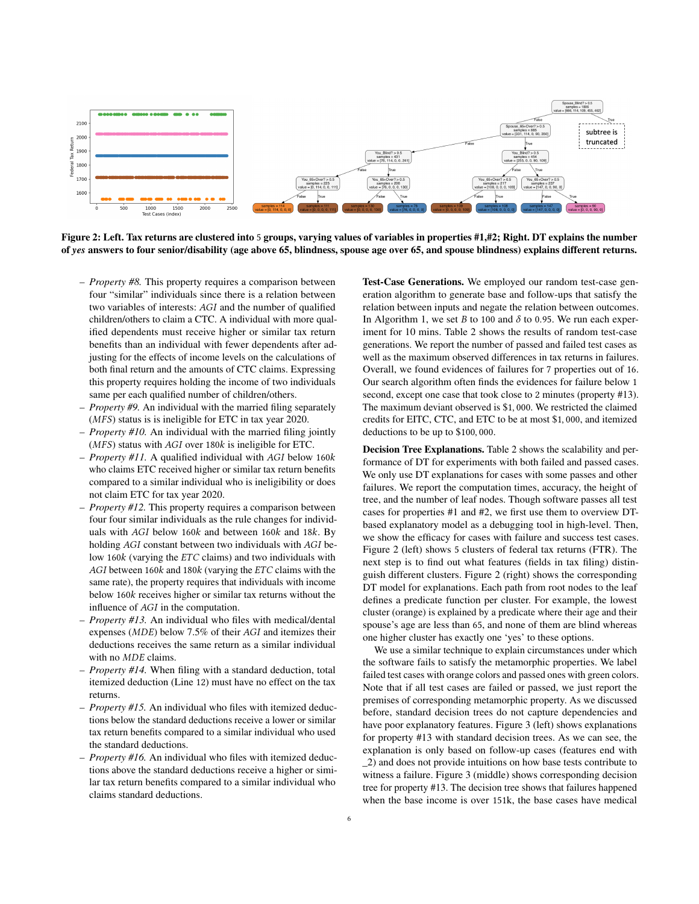Figure 2: Left. Tax returns are clustered into 5 groups, varying values of variables in properties #1,#2; Right. DT explains the number of *yes* answers to four senior/disability (age above 65, blindness, spouse age over 65, and spouse blindness) explains different returns.

- *Property #8.* This property requires a comparison between four "similar" individuals since there is a relation between two variables of interests: *AGI* and the number of qualified children/others to claim a CTC. A individual with more qualified dependents must receive higher or similar tax return benefits than an individual with fewer dependents after adjusting for the effects of income levels on the calculations of both final return and the amounts of CTC claims. Expressing this property requires holding the income of two individuals same per each qualified number of children/others.
- *Property #9.* An individual with the married filing separately (*MFS*) status is is ineligible for ETC in tax year 2020.
- *Property #10.* An individual with the married filing jointly (*MFS*) status with *AGI* over $180k$ is ineligible for ETC.
- *Property #11.* A qualified individual with *AGI* below $160k$ who claims ETC received higher or similar tax return benefits compared to a similar individual who is ineligibility or does not claim ETC for tax year 2020.
- *Property #12.* This property requires a comparison between four four similar individuals as the rule changes for individuals with *AGI* below $160k$ and between $160k$ and $18k$. By holding *AGI* constant between two individuals with *AGI* below $160k$ (varying the *ETC* claims) and two individuals with *AGI* between $160k$ and $180k$ (varying the *ETC* claims with the same rate), the property requires that individuals with income below $160k$ receives higher or similar tax returns without the influence of *AGI* in the computation.
- *Property #13.* An individual who files with medical/dental expenses (*MDE*) below 7.5% of their *AGI* and itemizes their deductions receives the same return as a similar individual with no *MDE* claims.
- *Property #14.* When filing with a standard deduction, total itemized deduction (Line 12) must have no effect on the tax returns.
- *Property #15.* An individual who files with itemized deductions below the standard deductions receive a lower or similar tax return benefits compared to a similar individual who used the standard deductions.
- *Property #16.* An individual who files with itemized deductions above the standard deductions receive a higher or similar tax return benefits compared to a similar individual who claims standard deductions.

**Test-Case Generations.** We employed our random test-case generation algorithm to generate base and follow-ups that satisfy the relation between inputs and negate the relation between outcomes. In Algorithm 1, we set $B$ to 100 and $\delta$ to 0.95. We run each experiment for 10 mins. Table 2 shows the results of random test-case generations. We report the number of passed and failed test cases as well as the maximum observed differences in tax returns in failures. Overall, we found evidences of failures for 7 properties out of 16. Our search algorithm often finds the evidences for failure below 1 second, except one case that took close to 2 minutes (property #13). The maximum deviant observed is \$1,000. We restricted the claimed credits for EITC, CTC, and ETC to be at most \$1,000, and itemized deductions to be up to \$100,000.

**Decision Tree Explanations.** Table 2 shows the scalability and performance of DT for experiments with both failed and passed cases. We only use DT explanations for cases with some passes and other failures. We report the computation times, accuracy, the height of tree, and the number of leaf nodes. Though software passes all test cases for properties #1 and #2, we first use them to overview DT-based explanatory model as a debugging tool in high-level. Then, we show the efficacy for cases with failure and success test cases. Figure 2 (left) shows 5 clusters of federal tax returns (FTR). The next step is to find out what features (fields in tax filing) distinguish different clusters. Figure 2 (right) shows the corresponding DT model for explanations. Each path from root nodes to the leaf defines a predicate function per cluster. For example, the lowest cluster (orange) is explained by a predicate where their age and their spouse's age are less than 65, and none of them are blind whereas one higher cluster has exactly one 'yes' to these options.

We use a similar technique to explain circumstances under which the software fails to satisfy the metamorphic properties. We label failed test cases with orange colors and passed ones with green colors. Note that if all test cases are failed or passed, we just report the premises of corresponding metamorphic property. As we discussed before, standard decision trees do not capture dependencies and have poor explanatory features. Figure 3 (left) shows explanations for property #13 with standard decision trees. As we can see, the explanation is only based on follow-up cases (features end with _2) and does not provide intuitions on how base tests contribute to witness a failure. Figure 3 (middle) shows corresponding decision tree for property #13. The decision tree shows that failures happened when the base income is over 151k, the base cases have medical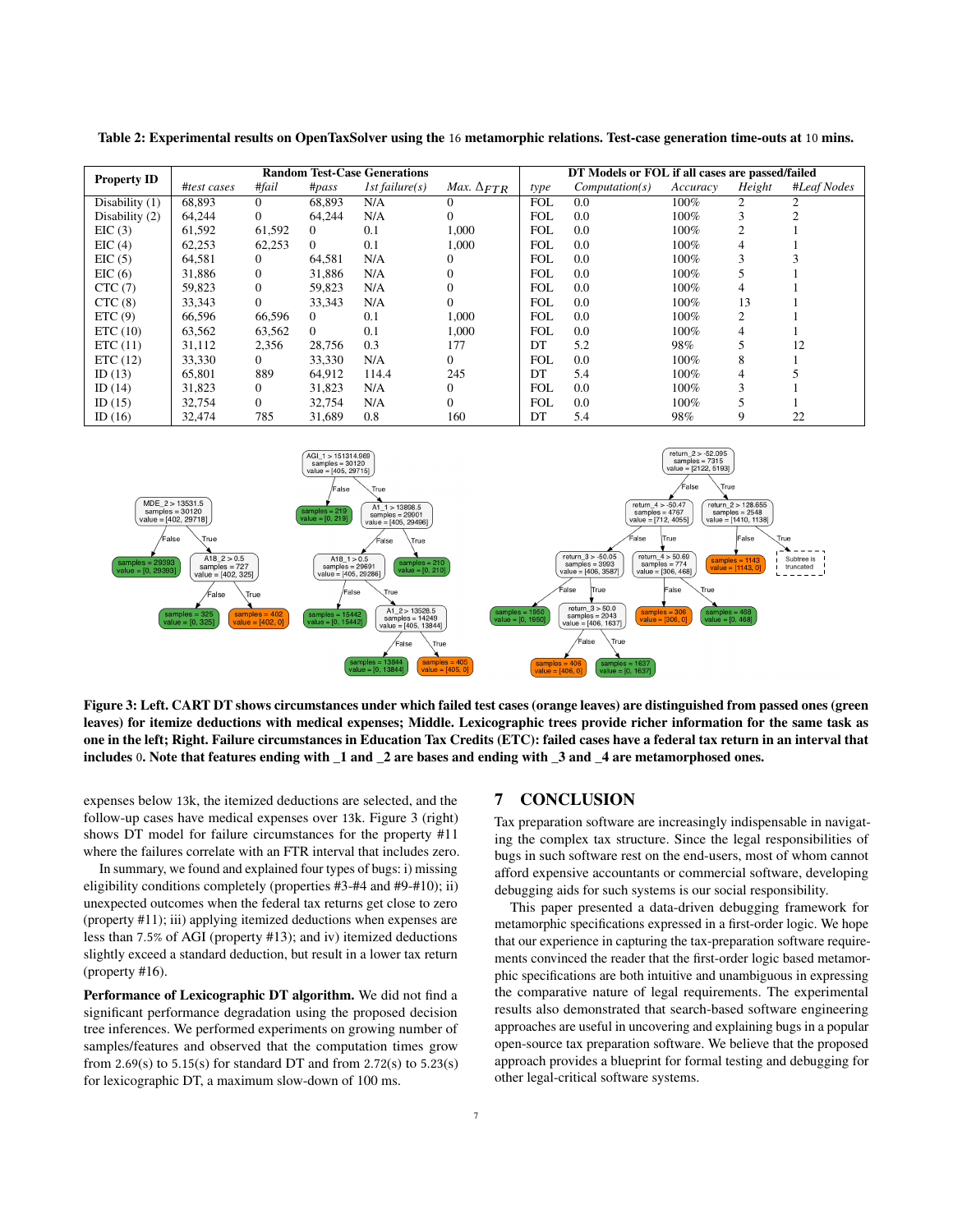**Table 2: Experimental results on OpenTaxSolver using the 16 metamorphic relations. Test-case generation time-outs at 10 mins.**

| Property ID | Random Test-Case Generations | | | | | DT Models or FOL if all cases are passed/failed | | | | |
|---|---|---|---|---|---|---|---|---|---|---|
| | *#test cases* | *#fail* | *#pass* | *1st failure(s)* | *Max.* $\Delta_{FTR}$ | *type* | *Computation(s)* | *Accuracy* | *Height* | *#Leaf Nodes* |
| Disability (1) | 68,893 | 0 | 68,893 | N/A | 0 | FOL | 0.0 | 100% | 2 | 2 |
| Disability (2) | 64,244 | 0 | 64,244 | N/A | 0 | FOL | 0.0 | 100% | 3 | 2 |
| EIC (3) | 61,592 | 61,592 | 0 | 0.1 | 1,000 | FOL | 0.0 | 100% | 2 | 1 |
| EIC (4) | 62,253 | 62,253 | 0 | 0.1 | 1,000 | FOL | 0.0 | 100% | 4 | 1 |
| EIC (5) | 64,581 | 0 | 64,581 | N/A | 0 | FOL | 0.0 | 100% | 3 | 3 |
| EIC (6) | 31,886 | 0 | 31,886 | N/A | 0 | FOL | 0.0 | 100% | 5 | 1 |
| CTC (7) | 59,823 | 0 | 59,823 | N/A | 0 | FOL | 0.0 | 100% | 4 | 1 |
| CTC (8) | 33,343 | 0 | 33,343 | N/A | 0 | FOL | 0.0 | 100% | 13 | 1 |
| ETC (9) | 66,596 | 66,596 | 0 | 0.1 | 1,000 | FOL | 0.0 | 100% | 2 | 1 |
| ETC (10) | 63,562 | 63,562 | 0 | 0.1 | 1,000 | FOL | 0.0 | 100% | 4 | 1 |
| ETC (11) | 31,112 | 2,356 | 28,756 | 0.3 | 177 | DT | 5.2 | 98% | 5 | 12 |
| ETC (12) | 33,330 | 0 | 33,330 | N/A | 0 | FOL | 0.0 | 100% | 8 | 1 |
| ID (13) | 65,801 | 889 | 64,912 | 114.4 | 245 | DT | 5.4 | 100% | 4 | 5 |
| ID (14) | 31,823 | 0 | 31,823 | N/A | 0 | FOL | 0.0 | 100% | 3 | 1 |
| ID (15) | 32,754 | 0 | 32,754 | N/A | 0 | FOL | 0.0 | 100% | 5 | 1 |
| ID (16) | 32,474 | 785 | 31,689 | 0.8 | 160 | DT | 5.4 | 98% | 9 | 22 |

**Figure 3: Left. CART DT shows circumstances under which failed test cases (orange leaves) are distinguished from passed ones (green leaves) for itemize deductions with medical expenses; Middle. Lexicographic trees provide richer information for the same task as one in the left; Right. Failure circumstances in Education Tax Credits (ETC): failed test cases have a federal tax return in an interval that includes 0. Note that features ending with _1 and _2 are bases and ending with _3 and _4 are metamorphosed ones.**

expenses below 13k, the itemized deductions are selected, and the follow-up cases have medical expenses over 13k. Figure 3 (right) shows DT model for failure circumstances for the property #11 where the failures correlate with an FTR interval that includes zero.

In summary, we found and explained four types of bugs: i) missing eligibility conditions completely (properties #3-#4 and #9-#10); ii) unexpected outcomes when the federal tax returns get close to zero (property #11); iii) applying itemized deductions when expenses are less than 7.5% of AGI (property #13); and iv) itemized deductions slightly exceed a standard deduction, but result in a lower tax return (property #16).

**Performance of Lexicographic DT algorithm.** We did not find a significant performance degradation using the proposed decision tree inferences. We performed experiments on growing number of samples/features and observed that the computation times grow from 2.69(s) to 5.15(s) for standard DT and from 2.72(s) to 5.23(s) for lexicographic DT, a maximum slow-down of 100 ms.

## 7 CONCLUSION

Tax preparation software are increasingly indispensable in navigating the complex tax structure. Since the legal responsibilities of bugs in such software rest on the end-users, most of whom cannot afford expensive accountants or commercial software, developing debugging aids for such systems is our social responsibility.

This paper presented a data-driven debugging framework for metamorphic specifications expressed in a first-order logic. We hope that our experience in capturing the tax-preparation software requirements convinced the reader that the first-order logic based metamorphic specifications are both intuitive and unambiguous in expressing the comparative nature of legal requirements. The experimental results also demonstrated that search-based software engineering approaches are useful in uncovering and explaining bugs in a popular open-source tax preparation software. We believe that the proposed approach provides a blueprint for formal testing and debugging for other legal-critical software systems.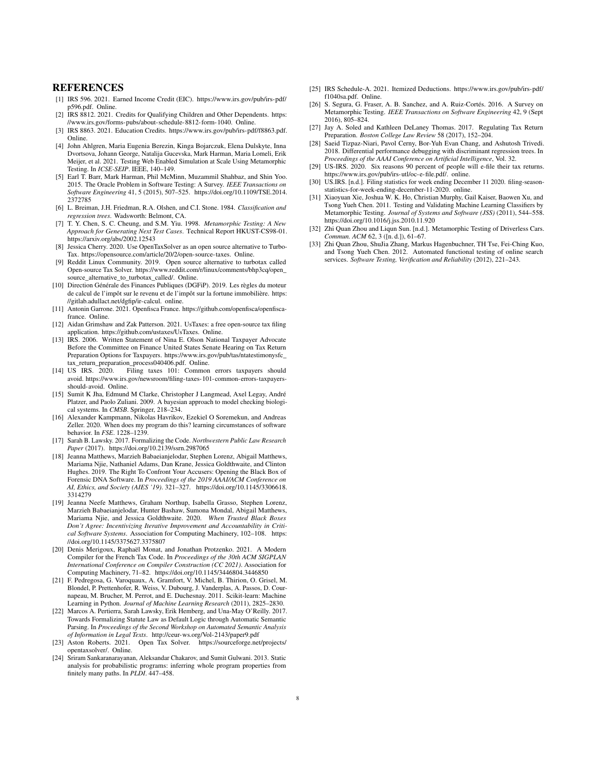# REFERENCES

[1] IRS 596. 2021. Earned Income Credit (EIC). https://www.irs.gov/pub/irs-pdf/p596.pdf. Online.

[2] IRS 8812. 2021. Credits for Qualifying Children and Other Dependents. https://www.irs.gov/forms-pubs/about-schedule-8812-form-1040. Online.

[3] IRS 8863. 2021. Education Credits. https://www.irs.gov/pub/irs-pdf/f8863.pdf. Online.

[4] John Ahlgren, Maria Eugenia Berezin, Kinga Bojarczuk, Elena Dulskyte, Inna Dvortsova, Johann George, Natalija Gucevska, Mark Harman, Maria Lomeli, Erik Meijer, et al. 2021. Testing Web Enabled Simulation at Scale Using Metamorphic Testing. In *ICSE-SEIP*. IEEE, 140–149.

[5] Earl T. Barr, Mark Harman, Phil McMinn, Muzammil Shahbaz, and Shin Yoo. 2015. The Oracle Problem in Software Testing: A Survey. *IEEE Transactions on Software Engineering* 41, 5 (2015), 507–525. https://doi.org/10.1109/TSE.2014.2372785

[6] L. Breiman, J.H. Friedman, R.A. Olshen, and C.I. Stone. 1984. *Classification and regression trees*. Wadsworth: Belmont, CA.

[7] T. Y. Chen, S. C. Cheung, and S.M. Yiu. 1998. *Metamorphic Testing: A New Approach for Generating Next Test Cases*. Technical Report HKUST-CS98-01. https://arxiv.org/abs/2002.12543

[8] Jessica Cherry. 2020. Use OpenTaxSolver as an open source alternative to TurboTax. https://opensource.com/article/20/2/open-source-taxes. Online.

[9] Reddit Linux Community. 2019. Open source alternative to turbotax called Open-source Tax Solver. https://www.reddit.com/r/linux/comments/bhp3cq/open_source_alternative_to_turbotax_called/. Online.

[10] Direction Générale des Finances Publiques (DGFiP). 2019. Les règles du moteur de calcul de l'impôt sur le revenu et de l'impôt sur la fortune immobilière. https://gitlab.adullact.net/dgfip/ir-calcul. online.

[11] Antonin Garrone. 2021. Openfisca France. https://github.com/openfisca/openfisca-france. Online.

[12] Aidan Grimshaw and Zak Patterson. 2021. UsTaxes: a free open-source tax filing application. https://github.com/ustaxes/UsTaxes. Online.

[13] IRS. 2006. Written Statement of Nina E. Olson National Taxpayer Advocate Before the Committee on Finance United States Senate Hearing on Tax Return Preparation Options for Taxpayers. https://www.irs.gov/pub/tas/ntatestimonysfc_tax_return_preparation_process040406.pdf. Online.

[14] US IRS. 2020. Filing taxes 101: Common errors taxpayers should avoid. https://www.irs.gov/newsroom/filing-taxes-101-common-errors-taxpayers-should-avoid. Online.

[15] Sumit K Jha, Edmund M Clarke, Christopher J Langmead, Axel Legay, André Platzer, and Paolo Zuliani. 2009. A bayesian approach to model checking biological systems. In *CMSB*. Springer, 218–234.

[16] Alexander Kampmann, Nikolas Havrikov, Ezekiel O Soremekun, and Andreas Zeller. 2020. When does my program do this? learning circumstances of software behavior. In *FSE*. 1228–1239.

[17] Sarah B. Lawsky. 2017. Formalizing the Code. *Northwestern Public Law Research Paper* (2017). https://doi.org/10.2139/ssrn.2987065

[18] Jeanna Matthews, Marzieh Babaeianjelodar, Stephen Lorenz, Abigail Matthews, Mariama Njie, Nathaniel Adams, Dan Krane, Jessica Goldthwaite, and Clinton Hughes. 2019. The Right To Confront Your Accusers: Opening the Black Box of Forensic DNA Software. In *Proceedings of the 2019 AAAI/ACM Conference on AI, Ethics, and Society (AIES '19)*. 321–327. https://doi.org/10.1145/3306618.3314279

[19] Jeanna Neefe Matthews, Graham Northup, Isabella Grasso, Stephen Lorenz, Marzieh Babaeianjelodar, Hunter Bashaw, Sumona Mondal, Abigail Matthews, Mariama Njie, and Jessica Goldthwaite. 2020. *When Trusted Black Boxes Don't Agree: Incentivizing Iterative Improvement and Accountability in Critical Software Systems*. Association for Computing Machinery, 102–108. https://doi.org/10.1145/3375627.3375807

[20] Denis Merigoux, Raphaël Monat, and Jonathan Protzenko. 2021. A Modern Compiler for the French Tax Code. In *Proceedings of the 30th ACM SIGPLAN International Conference on Compiler Construction (CC 2021)*. Association for Computing Machinery, 71–82. https://doi.org/10.1145/3446804.3446850

[21] F. Pedregosa, G. Varoquaux, A. Gramfort, V. Michel, B. Thirion, O. Grisel, M. Blondel, P. Prettenhofer, R. Weiss, V. Dubourg, J. Vanderplas, A. Passos, D. Cournapeau, M. Brucher, M. Perrot, and E. Duchesnay. 2011. Scikit-learn: Machine Learning in Python. *Journal of Machine Learning Research* (2011), 2825–2830.

[22] Marcos A. Pertierra, Sarah Lawsky, Erik Hemberg, and Una-May O'Reilly. 2017. Towards Formalizing Statute Law as Default Logic through Automatic Semantic Parsing. In *Proceedings of the Second Workshop on Automated Semantic Analysis of Information in Legal Texts*. http://ceur-ws.org/Vol-2143/paper9.pdf

[23] Aston Roberts. 2021. Open Tax Solver. https://sourceforge.net/projects/opentaxsolver/. Online.

[24] Sriram Sankaranarayanan, Aleksandar Chakarov, and Sumit Gulwani. 2013. Static analysis for probabilistic programs: inferring whole program properties from finitely many paths. In *PLDI*. 447–458.

[25] IRS Schedule-A. 2021. Itemized Deductions. https://www.irs.gov/pub/irs-pdf/f1040sa.pdf. Online.

[26] S. Segura, G. Fraser, A. B. Sanchez, and A. Ruiz-Cortés. 2016. A Survey on Metamorphic Testing. *IEEE Transactions on Software Engineering* 42, 9 (Sept 2016), 805–824.

[27] Jay A. Soled and Kathleen DeLaney Thomas. 2017. Regulating Tax Return Preparation. *Boston College Law Review* 58 (2017), 152–204.

[28] Saeid Tizpaz-Niari, Pavol Cerny, Bor-Yuh Evan Chang, and Ashutosh Trivedi. 2018. Differential performance debugging with discriminant regression trees. In *Proceedings of the AAAI Conference on Artificial Intelligence*, Vol. 32.

[29] US-IRS. 2020. Six reasons 90 percent of people will e-file their tax returns. https://www.irs.gov/pub/irs-utl/oc-e-file.pdf/. online.

[30] US.IRS. [n.d.]. Filing statistics for week ending December 11 2020. filing-season-statistics-for-week-ending-december-11-2020. online.

[31] Xiaoyuan Xie, Joshua W. K. Ho, Christian Murphy, Gail Kaiser, Baowen Xu, and Tsong Yueh Chen. 2011. Testing and Validating Machine Learning Classifiers by Metamorphic Testing. *Journal of Systems and Software (JSS)* (2011), 544–558. https://doi.org/10.1016/j.jss.2010.11.920

[32] Zhi Quan Zhou and Liqun Sun. [n.d.]. Metamorphic Testing of Driverless Cars. *Commun. ACM* 62, 3 ([n. d.]), 61–67.

[33] Zhi Quan Zhou, ShuJia Zhang, Markus Hagenbuchner, TH Tse, Fei-Ching Kuo, and Tsong Yueh Chen. 2012. Automated functional testing of online search services. *Software Testing, Verification and Reliability* (2012), 221–243.